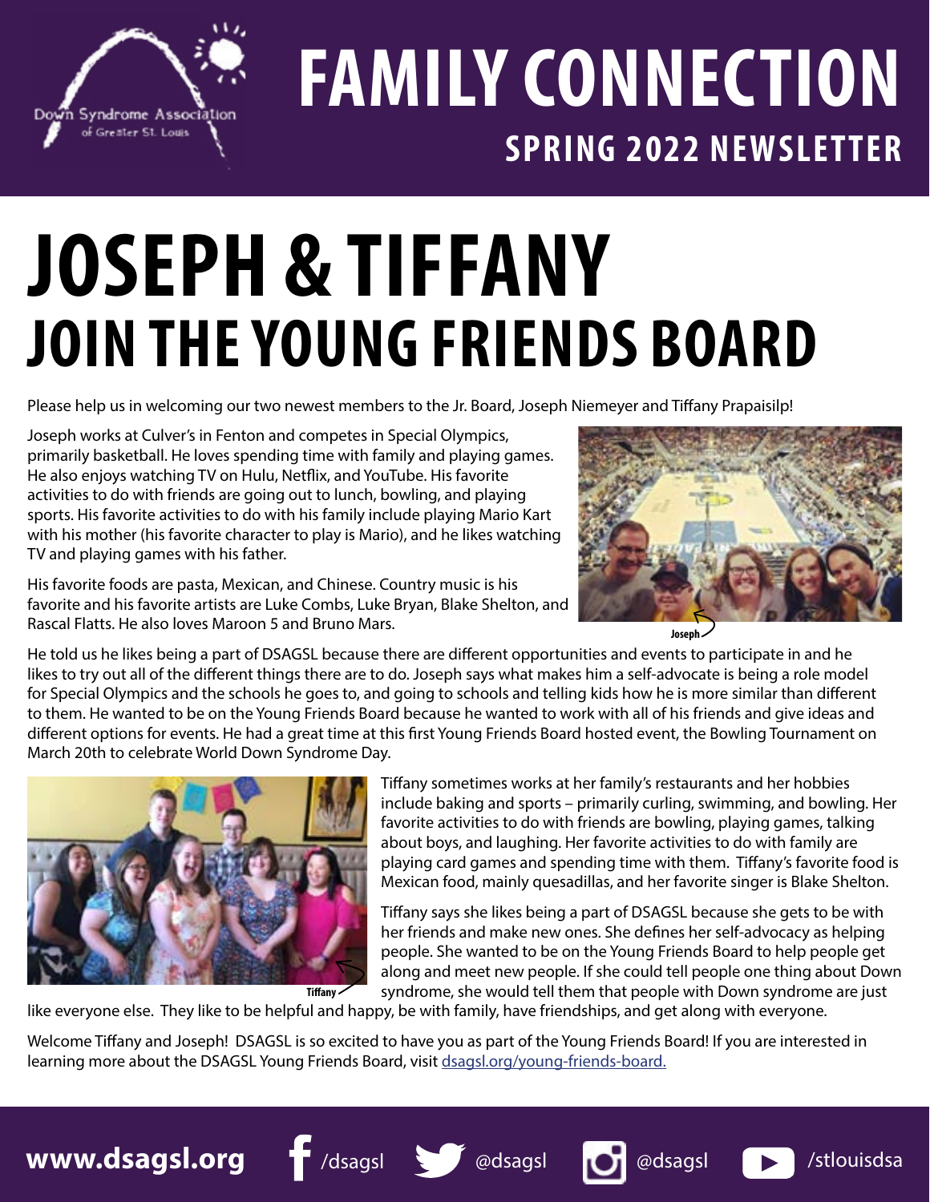# FAMILY CONNECTION

## SPRING 2022 NEWSLETTER

# JOSEPH & TIFFANY JOIN THE YOUNG FRIENDS BOARD

Please help us in welcoming our two newest members to the Jr. Board, Joseph Niemeyer and Tiffany Prapaisilp!

Joseph works at Culver's in Fenton and competes in Special Olympics, primarily basketball. He loves spending time with family and playing games. He also enjoys watching TV on Hulu, Netflix, and YouTube. His favorite activities to do with friends are going out to lunch, bowling, and playing sports. His favorite activities to do with his family include playing Mario Kart with his mother (his favorite character to play is Mario), and he likes watching TV and playing games with his father.

His favorite foods are pasta, Mexican, and Chinese. Country music is his favorite and his favorite artists are Luke Combs, Luke Bryan, Blake Shelton, and Rascal Flatts. He also loves Maroon 5 and Bruno Mars.

Joseph

He told us he likes being a part of DSAGSL because there are different opportunities and events to participate in and he likes to try out all of the different things there are to do. Joseph says what makes him a self-advocate is being a role model for Special Olympics and the schools he goes to, and going to schools and telling kids how he is more similar than different to them. He wanted to be on the Young Friends Board because he wanted to work with all of his friends and give ideas and different options for events. He had a great time at this first Young Friends Board hosted event, the Bowling Tournament on March 20th to celebrate World Down Syndrome Day.

Tiffany

Tiffany sometimes works at her family's restaurants and her hobbies include baking and sports – primarily curling, swimming, and bowling. Her favorite activities to do with friends are bowling, playing games, talking about boys, and laughing. Her favorite activities to do with family are playing card games and spending time with them. Tiffany's favorite food is Mexican food, mainly quesadillas, and her favorite singer is Blake Shelton.

Tiffany says she likes being a part of DSAGSL because she gets to be with her friends and make new ones. She defines her self-advocacy as helping people. She wanted to be on the Young Friends Board to help people get along and meet new people. If she could tell people one thing about Down syndrome, she would tell them that people with Down syndrome are just like everyone else. They like to be helpful and happy, be with family, have friendships, and get along with everyone.

Welcome Tiffany and Joseph! DSAGSL is so excited to have you as part of the Young Friends Board! If you are interested in learning more about the DSAGSL Young Friends Board, visit dsagsl.org/young-friends-board.

**www.dsagsl.org** /dsagsl @dsagsl @dsagsl /stlouisdsa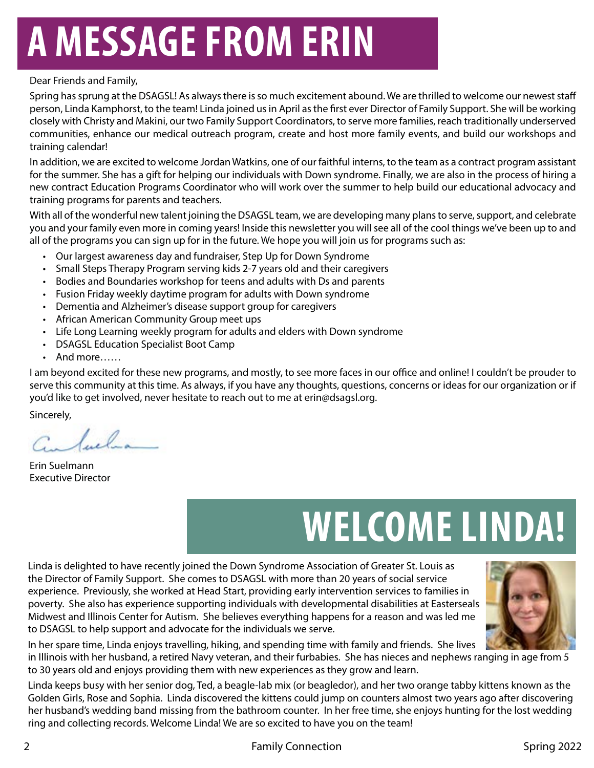# A MESSAGE FROM ERIN

Dear Friends and Family,

Spring has sprung at the DSAGSL! As always there is so much excitement abound. We are thrilled to welcome our newest staff person, Linda Kamphorst, to the team! Linda joined us in April as the first ever Director of Family Support. She will be working closely with Christy and Makini, our two Family Support Coordinators, to serve more families, reach traditionally underserved communities, enhance our medical outreach program, create and host more family events, and build our workshops and training calendar!

In addition, we are excited to welcome Jordan Watkins, one of our faithful interns, to the team as a contract program assistant for the summer. She has a gift for helping our individuals with Down syndrome. Finally, we are also in the process of hiring a new contract Education Programs Coordinator who will work over the summer to help build our educational advocacy and training programs for parents and teachers.

With all of the wonderful new talent joining the DSAGSL team, we are developing many plans to serve, support, and celebrate you and your family even more in coming years! Inside this newsletter you will see all of the cool things we've been up to and all of the programs you can sign up for in the future. We hope you will join us for programs such as:

- Our largest awareness day and fundraiser, Step Up for Down Syndrome
- Small Steps Therapy Program serving kids 2-7 years old and their caregivers
- Bodies and Boundaries workshop for teens and adults with Ds and parents
- Fusion Friday weekly daytime program for adults with Down syndrome
- Dementia and Alzheimer's disease support group for caregivers
- African American Community Group meet ups
- Life Long Learning weekly program for adults and elders with Down syndrome
- DSAGSL Education Specialist Boot Camp
- And more……

I am beyond excited for these new programs, and mostly, to see more faces in our office and online! I couldn't be prouder to serve this community at this time. As always, if you have any thoughts, questions, concerns or ideas for our organization or if you'd like to get involved, never hesitate to reach out to me at erin@dsagsl.org.

Sincerely,

Erin Suelmann
Executive Director

# WELCOME LINDA!

Linda is delighted to have recently joined the Down Syndrome Association of Greater St. Louis as the Director of Family Support. She comes to DSAGSL with more than 20 years of social service experience. Previously, she worked at Head Start, providing early intervention services to families in poverty. She also has experience supporting individuals with developmental disabilities at Easterseals Midwest and Illinois Center for Autism. She believes everything happens for a reason and was led me to DSAGSL to help support and advocate for the individuals we serve.

In her spare time, Linda enjoys travelling, hiking, and spending time with family and friends. She lives in Illinois with her husband, a retired Navy veteran, and their furbabies. She has nieces and nephews ranging in age from 5 to 30 years old and enjoys providing them with new experiences as they grow and learn.

Linda keeps busy with her senior dog, Ted, a beagle-lab mix (or beagledor), and her two orange tabby kittens known as the Golden Girls, Rose and Sophia. Linda discovered the kittens could jump on counters almost two years ago after discovering her husband's wedding band missing from the bathroom counter. In her free time, she enjoys hunting for the lost wedding ring and collecting records. Welcome Linda! We are so excited to have you on the team!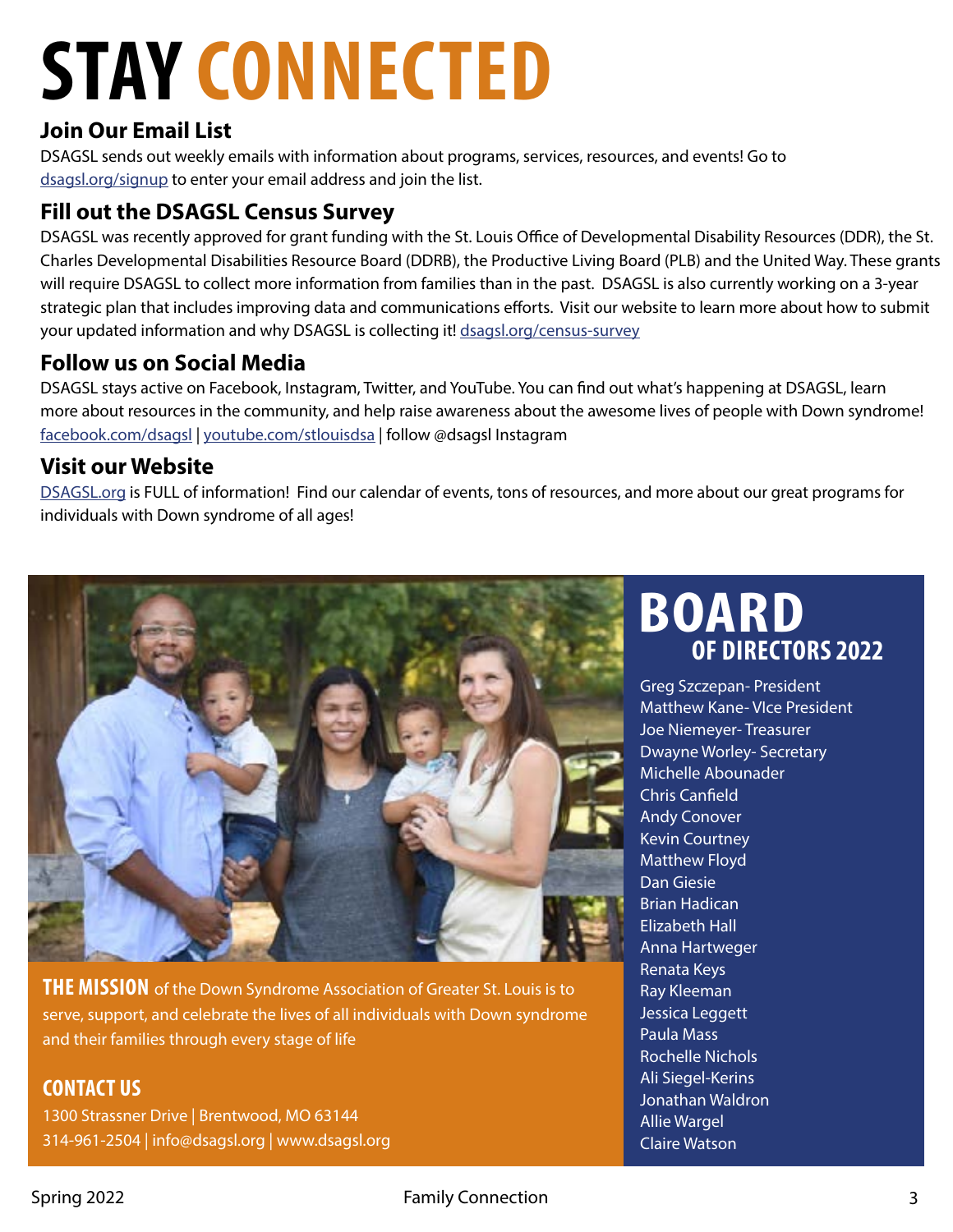# STAY CONNECTED

### Join Our Email List

DSAGSL sends out weekly emails with information about programs, services, resources, and events! Go to dsagsl.org/signup to enter your email address and join the list.

### Fill out the DSAGSL Census Survey

DSAGSL was recently approved for grant funding with the St. Louis Office of Developmental Disability Resources (DDR), the St. Charles Developmental Disabilities Resource Board (DDRB), the Productive Living Board (PLB) and the United Way. These grants will require DSAGSL to collect more information from families than in the past. DSAGSL is also currently working on a 3-year strategic plan that includes improving data and communications efforts. Visit our website to learn more about how to submit your updated information and why DSAGSL is collecting it! dsagsl.org/census-survey

### Follow us on Social Media

DSAGSL stays active on Facebook, Instagram, Twitter, and YouTube. You can find out what's happening at DSAGSL, learn more about resources in the community, and help raise awareness about the awesome lives of people with Down syndrome! facebook.com/dsagsl | youtube.com/stlouisdsa | follow @dsagsl Instagram

### Visit our Website

DSAGSL.org is FULL of information! Find our calendar of events, tons of resources, and more about our great programs for individuals with Down syndrome of all ages!

**THE MISSION** of the Down Syndrome Association of Greater St. Louis is to serve, support, and celebrate the lives of all individuals with Down syndrome and their families through every stage of life

### CONTACT US

1300 Strassner Drive | Brentwood, MO 63144
314-961-2504 | info@dsagsl.org | www.dsagsl.org

## BOARD OF DIRECTORS 2022

Greg Szczepan- President
Matthew Kane- VIce President
Joe Niemeyer- Treasurer
Dwayne Worley- Secretary
Michelle Abounader
Chris Canfield
Andy Conover
Kevin Courtney
Matthew Floyd
Dan Giesie
Brian Hadican
Elizabeth Hall
Anna Hartweger
Renata Keys
Ray Kleeman
Jessica Leggett
Paula Mass
Rochelle Nichols
Ali Siegel-Kerins
Jonathan Waldron
Allie Wargel
Claire Watson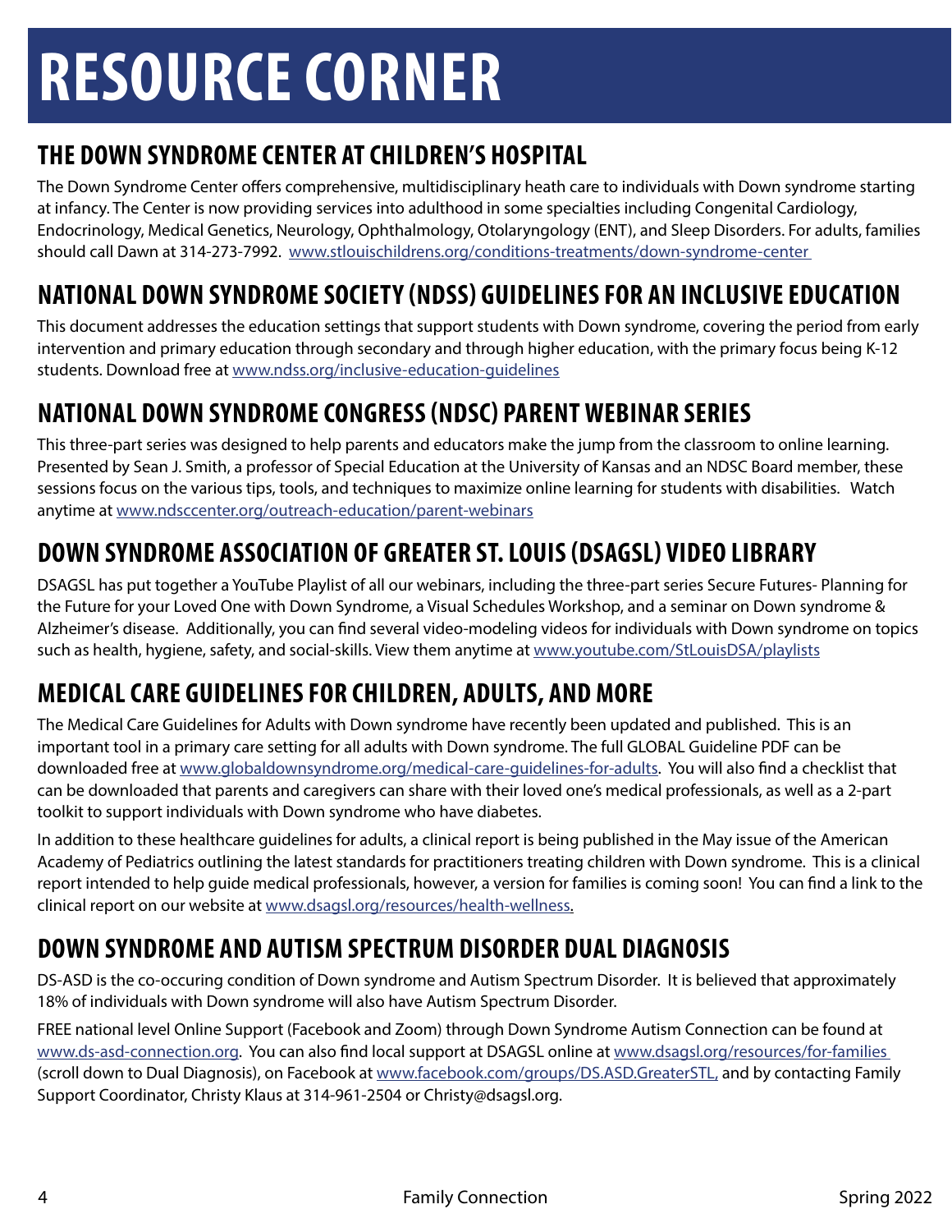# RESOURCE CORNER

## THE DOWN SYNDROME CENTER AT CHILDREN'S HOSPITAL

The Down Syndrome Center offers comprehensive, multidisciplinary heath care to individuals with Down syndrome starting at infancy. The Center is now providing services into adulthood in some specialties including Congenital Cardiology, Endocrinology, Medical Genetics, Neurology, Ophthalmology, Otolaryngology (ENT), and Sleep Disorders. For adults, families should call Dawn at 314-273-7992. www.stlouischildrens.org/conditions-treatments/down-syndrome-center

## NATIONAL DOWN SYNDROME SOCIETY (NDSS) GUIDELINES FOR AN INCLUSIVE EDUCATION

This document addresses the education settings that support students with Down syndrome, covering the period from early intervention and primary education through secondary and through higher education, with the primary focus being K-12 students. Download free at www.ndss.org/inclusive-education-guidelines

## NATIONAL DOWN SYNDROME CONGRESS (NDSC) PARENT WEBINAR SERIES

This three-part series was designed to help parents and educators make the jump from the classroom to online learning. Presented by Sean J. Smith, a professor of Special Education at the University of Kansas and an NDSC Board member, these sessions focus on the various tips, tools, and techniques to maximize online learning for students with disabilities. Watch anytime at www.ndsccenter.org/outreach-education/parent-webinars

## DOWN SYNDROME ASSOCIATION OF GREATER ST. LOUIS (DSAGSL) VIDEO LIBRARY

DSAGSL has put together a YouTube Playlist of all our webinars, including the three-part series Secure Futures- Planning for the Future for your Loved One with Down Syndrome, a Visual Schedules Workshop, and a seminar on Down syndrome & Alzheimer's disease. Additionally, you can find several video-modeling videos for individuals with Down syndrome on topics such as health, hygiene, safety, and social-skills. View them anytime at www.youtube.com/StLouisDSA/playlists

## MEDICAL CARE GUIDELINES FOR CHILDREN, ADULTS, AND MORE

The Medical Care Guidelines for Adults with Down syndrome have recently been updated and published. This is an important tool in a primary care setting for all adults with Down syndrome. The full GLOBAL Guideline PDF can be downloaded free at www.globaldownsyndrome.org/medical-care-guidelines-for-adults. You will also find a checklist that can be downloaded that parents and caregivers can share with their loved one's medical professionals, as well as a 2-part toolkit to support individuals with Down syndrome who have diabetes.

In addition to these healthcare guidelines for adults, a clinical report is being published in the May issue of the American Academy of Pediatrics outlining the latest standards for practitioners treating children with Down syndrome. This is a clinical report intended to help guide medical professionals, however, a version for families is coming soon! You can find a link to the clinical report on our website at www.dsagsl.org/resources/health-wellness.

## DOWN SYNDROME AND AUTISM SPECTRUM DISORDER DUAL DIAGNOSIS

DS-ASD is the co-occuring condition of Down syndrome and Autism Spectrum Disorder. It is believed that approximately 18% of individuals with Down syndrome will also have Autism Spectrum Disorder.

FREE national level Online Support (Facebook and Zoom) through Down Syndrome Autism Connection can be found at www.ds-asd-connection.org. You can also find local support at DSAGSL online at www.dsagsl.org/resources/for-families (scroll down to Dual Diagnosis), on Facebook at www.facebook.com/groups/DS.ASD.GreaterSTL, and by contacting Family Support Coordinator, Christy Klaus at 314-961-2504 or Christy@dsagsl.org.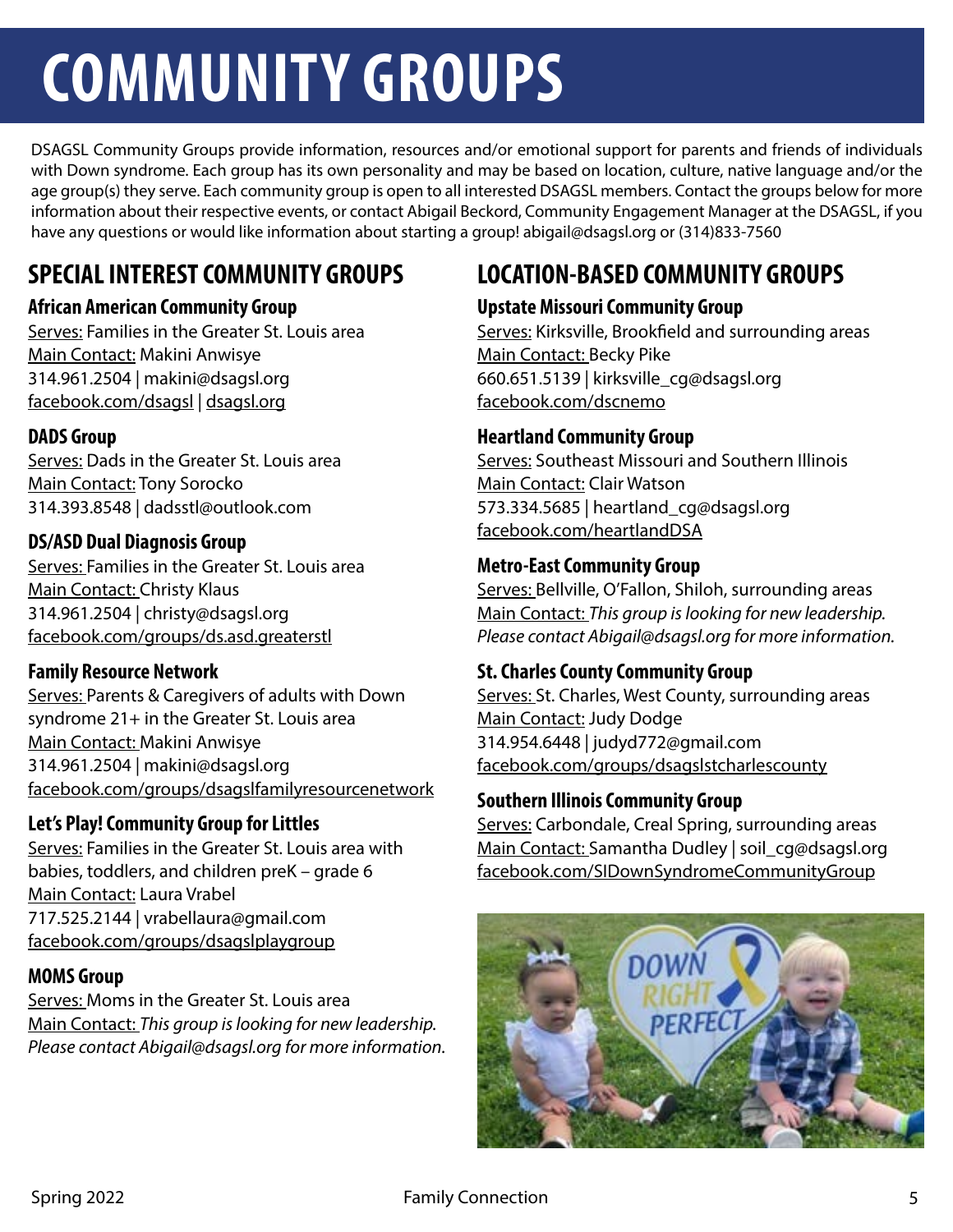# COMMUNITY GROUPS

DSAGSL Community Groups provide information, resources and/or emotional support for parents and friends of individuals with Down syndrome. Each group has its own personality and may be based on location, culture, native language and/or the age group(s) they serve. Each community group is open to all interested DSAGSL members. Contact the groups below for more information about their respective events, or contact Abigail Beckord, Community Engagement Manager at the DSAGSL, if you have any questions or would like information about starting a group! abigail@dsagsl.org or (314)833-7560

## SPECIAL INTEREST COMMUNITY GROUPS

### African American Community Group

Serves: Families in the Greater St. Louis area
Main Contact: Makini Anwisye
314.961.2504 | makini@dsagsl.org
facebook.com/dsagsl | dsagsl.org

### DADS Group

Serves: Dads in the Greater St. Louis area
Main Contact: Tony Sorocko
314.393.8548 | dadsstl@outlook.com

### DS/ASD Dual Diagnosis Group

Serves: Families in the Greater St. Louis area
Main Contact: Christy Klaus
314.961.2504 | christy@dsagsl.org
facebook.com/groups/ds.asd.greaterstl

### Family Resource Network

Serves: Parents & Caregivers of adults with Down syndrome 21+ in the Greater St. Louis area
Main Contact: Makini Anwisye
314.961.2504 | makini@dsagsl.org
facebook.com/groups/dsagslfamilyresourcenetwork

### Let's Play! Community Group for Littles

Serves: Families in the Greater St. Louis area with babies, toddlers, and children preK – grade 6
Main Contact: Laura Vrabel
717.525.2144 | vrabellaura@gmail.com
facebook.com/groups/dsagslplaygroup

### MOMS Group

Serves: Moms in the Greater St. Louis area
Main Contact: *This group is looking for new leadership. Please contact Abigail@dsagsl.org for more information.*

## LOCATION-BASED COMMUNITY GROUPS

### Upstate Missouri Community Group

Serves: Kirksville, Brookfield and surrounding areas
Main Contact: Becky Pike
660.651.5139 | kirksville_cg@dsagsl.org
facebook.com/dscnemo

### Heartland Community Group

Serves: Southeast Missouri and Southern Illinois
Main Contact: Clair Watson
573.334.5685 | heartland_cg@dsagsl.org
facebook.com/heartlandDSA

### Metro-East Community Group

Serves: Bellville, O'Fallon, Shiloh, surrounding areas
Main Contact: *This group is looking for new leadership. Please contact Abigail@dsagsl.org for more information.*

### St. Charles County Community Group

Serves: St. Charles, West County, surrounding areas
Main Contact: Judy Dodge
314.954.6448 | judyd772@gmail.com
facebook.com/groups/dsagslstcharlescounty

### Southern Illinois Community Group

Serves: Carbondale, Creal Spring, surrounding areas
Main Contact: Samantha Dudley | soil_cg@dsagsl.org
facebook.com/SIDownSyndromeCommunityGroup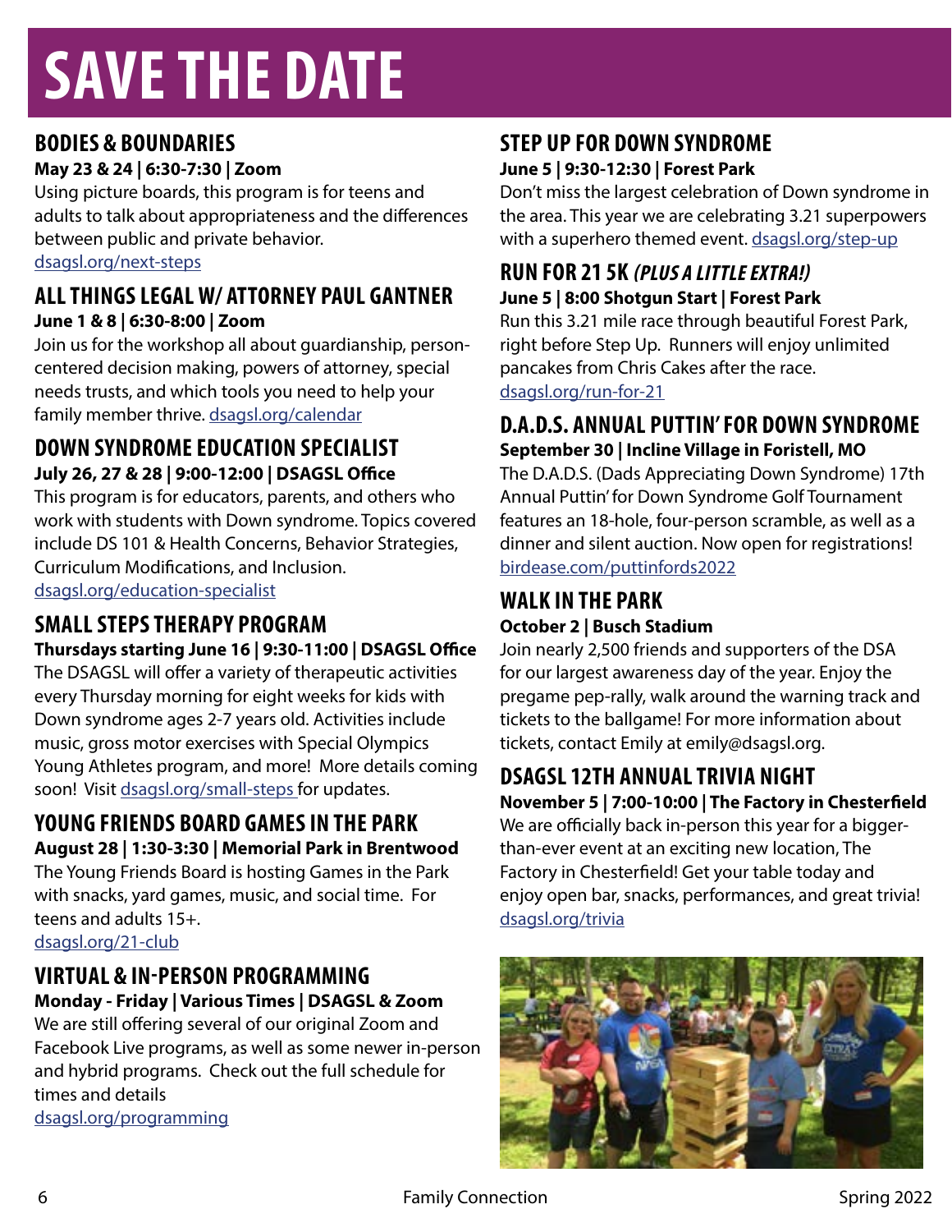# SAVE THE DATE

## BODIES & BOUNDARIES

**May 23 & 24 | 6:30-7:30 | Zoom**

Using picture boards, this program is for teens and adults to talk about appropriateness and the differences between public and private behavior.
dsagsl.org/next-steps

## ALL THINGS LEGAL W/ ATTORNEY PAUL GANTNER

**June 1 & 8 | 6:30-8:00 | Zoom**

Join us for the workshop all about guardianship, person-centered decision making, powers of attorney, special needs trusts, and which tools you need to help your family member thrive. dsagsl.org/calendar

## DOWN SYNDROME EDUCATION SPECIALIST

**July 26, 27 & 28 | 9:00-12:00 | DSAGSL Office**

This program is for educators, parents, and others who work with students with Down syndrome. Topics covered include DS 101 & Health Concerns, Behavior Strategies, Curriculum Modifications, and Inclusion.
dsagsl.org/education-specialist

## SMALL STEPS THERAPY PROGRAM

**Thursdays starting June 16 | 9:30-11:00 | DSAGSL Office**

The DSAGSL will offer a variety of therapeutic activities every Thursday morning for eight weeks for kids with Down syndrome ages 2-7 years old. Activities include music, gross motor exercises with Special Olympics Young Athletes program, and more! More details coming soon! Visit dsagsl.org/small-steps for updates.

## YOUNG FRIENDS BOARD GAMES IN THE PARK

**August 28 | 1:30-3:30 | Memorial Park in Brentwood**

The Young Friends Board is hosting Games in the Park with snacks, yard games, music, and social time. For teens and adults 15+.
dsagsl.org/21-club

## VIRTUAL & IN-PERSON PROGRAMMING

**Monday - Friday | Various Times | DSAGSL & Zoom**

We are still offering several of our original Zoom and Facebook Live programs, as well as some newer in-person and hybrid programs. Check out the full schedule for times and details
dsagsl.org/programming

## STEP UP FOR DOWN SYNDROME

**June 5 | 9:30-12:30 | Forest Park**

Don't miss the largest celebration of Down syndrome in the area. This year we are celebrating 3.21 superpowers with a superhero themed event. dsagsl.org/step-up

## RUN FOR 21 5K *(PLUS A LITTLE EXTRA!)*

**June 5 | 8:00 Shotgun Start | Forest Park**

Run this 3.21 mile race through beautiful Forest Park, right before Step Up. Runners will enjoy unlimited pancakes from Chris Cakes after the race.
dsagsl.org/run-for-21

## D.A.D.S. ANNUAL PUTTIN' FOR DOWN SYNDROME

**September 30 | Incline Village in Foristell, MO**

The D.A.D.S. (Dads Appreciating Down Syndrome) 17th Annual Puttin' for Down Syndrome Golf Tournament features an 18-hole, four-person scramble, as well as a dinner and silent auction. Now open for registrations!
birdease.com/puttinfords2022

## WALK IN THE PARK

**October 2 | Busch Stadium**

Join nearly 2,500 friends and supporters of the DSA for our largest awareness day of the year. Enjoy the pregame pep-rally, walk around the warning track and tickets to the ballgame! For more information about tickets, contact Emily at emily@dsagsl.org.

## DSAGSL 12TH ANNUAL TRIVIA NIGHT

**November 5 | 7:00-10:00 | The Factory in Chesterfield**

We are officially back in-person this year for a bigger-than-ever event at an exciting new location, The Factory in Chesterfield! Get your table today and enjoy open bar, snacks, performances, and great trivia!
dsagsl.org/trivia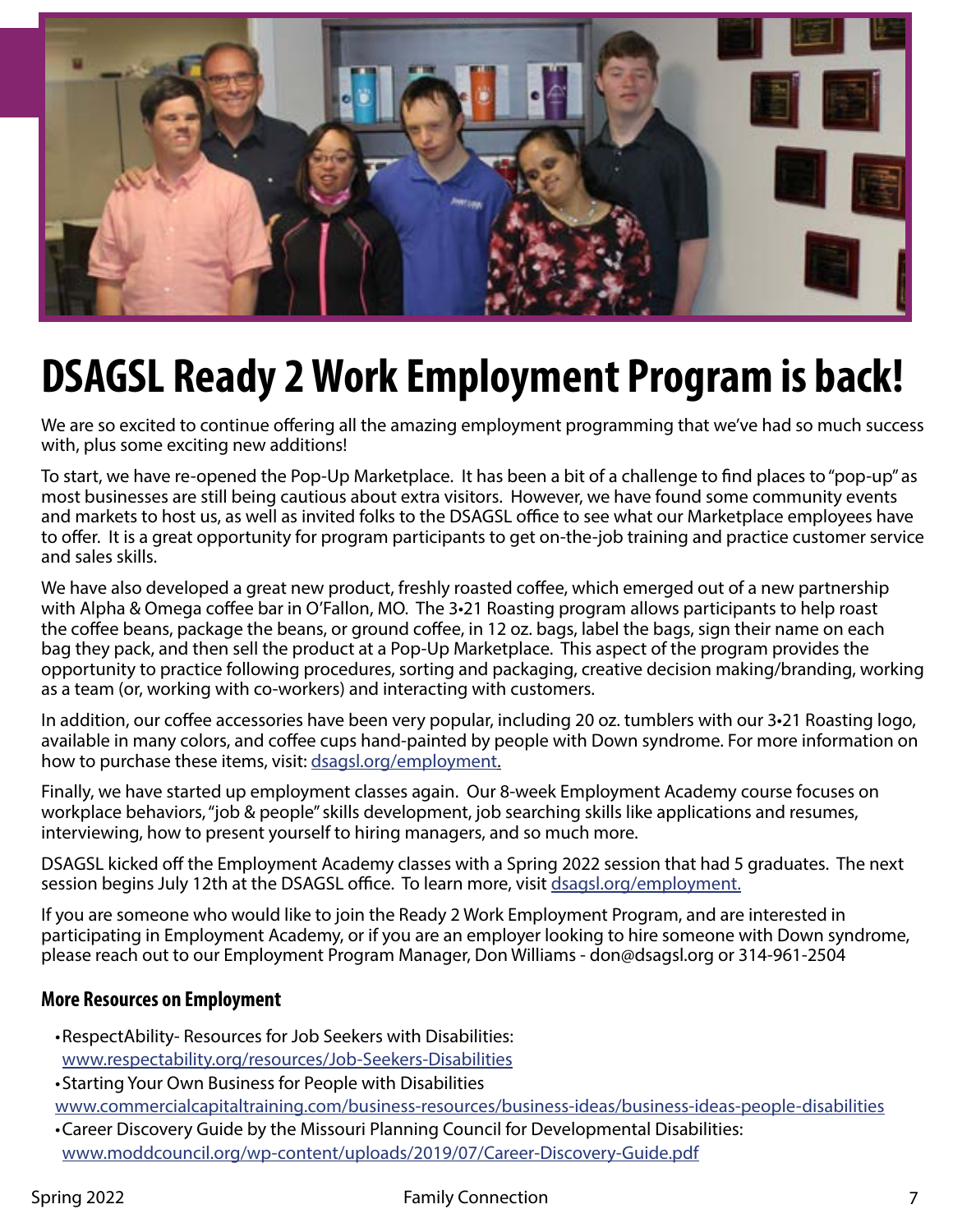# DSAGSL Ready 2 Work Employment Program is back!

We are so excited to continue offering all the amazing employment programming that we've had so much success with, plus some exciting new additions!

To start, we have re-opened the Pop-Up Marketplace. It has been a bit of a challenge to find places to "pop-up" as most businesses are still being cautious about extra visitors. However, we have found some community events and markets to host us, as well as invited folks to the DSAGSL office to see what our Marketplace employees have to offer. It is a great opportunity for program participants to get on-the-job training and practice customer service and sales skills.

We have also developed a great new product, freshly roasted coffee, which emerged out of a new partnership with Alpha & Omega coffee bar in O'Fallon, MO. The 3•21 Roasting program allows participants to help roast the coffee beans, package the beans, or ground coffee, in 12 oz. bags, label the bags, sign their name on each bag they pack, and then sell the product at a Pop-Up Marketplace. This aspect of the program provides the opportunity to practice following procedures, sorting and packaging, creative decision making/branding, working as a team (or, working with co-workers) and interacting with customers.

In addition, our coffee accessories have been very popular, including 20 oz. tumblers with our 3•21 Roasting logo, available in many colors, and coffee cups hand-painted by people with Down syndrome. For more information on how to purchase these items, visit: [dsagsl.org/employment.](dsagsl.org/employment)

Finally, we have started up employment classes again. Our 8-week Employment Academy course focuses on workplace behaviors, "job & people" skills development, job searching skills like applications and resumes, interviewing, how to present yourself to hiring managers, and so much more.

DSAGSL kicked off the Employment Academy classes with a Spring 2022 session that had 5 graduates. The next session begins July 12th at the DSAGSL office. To learn more, visit [dsagsl.org/employment.](dsagsl.org/employment)

If you are someone who would like to join the Ready 2 Work Employment Program, and are interested in participating in Employment Academy, or if you are an employer looking to hire someone with Down syndrome, please reach out to our Employment Program Manager, Don Williams - don@dsagsl.org or 314-961-2504

### More Resources on Employment

- RespectAbility- Resources for Job Seekers with Disabilities: [www.respectability.org/resources/Job-Seekers-Disabilities](www.respectability.org/resources/Job-Seekers-Disabilities)
- Starting Your Own Business for People with Disabilities [www.commercialcapitaltraining.com/business-resources/business-ideas/business-ideas-people-disabilities](www.commercialcapitaltraining.com/business-resources/business-ideas/business-ideas-people-disabilities)
- Career Discovery Guide by the Missouri Planning Council for Developmental Disabilities: [www.moddcouncil.org/wp-content/uploads/2019/07/Career-Discovery-Guide.pdf](www.moddcouncil.org/wp-content/uploads/2019/07/Career-Discovery-Guide.pdf)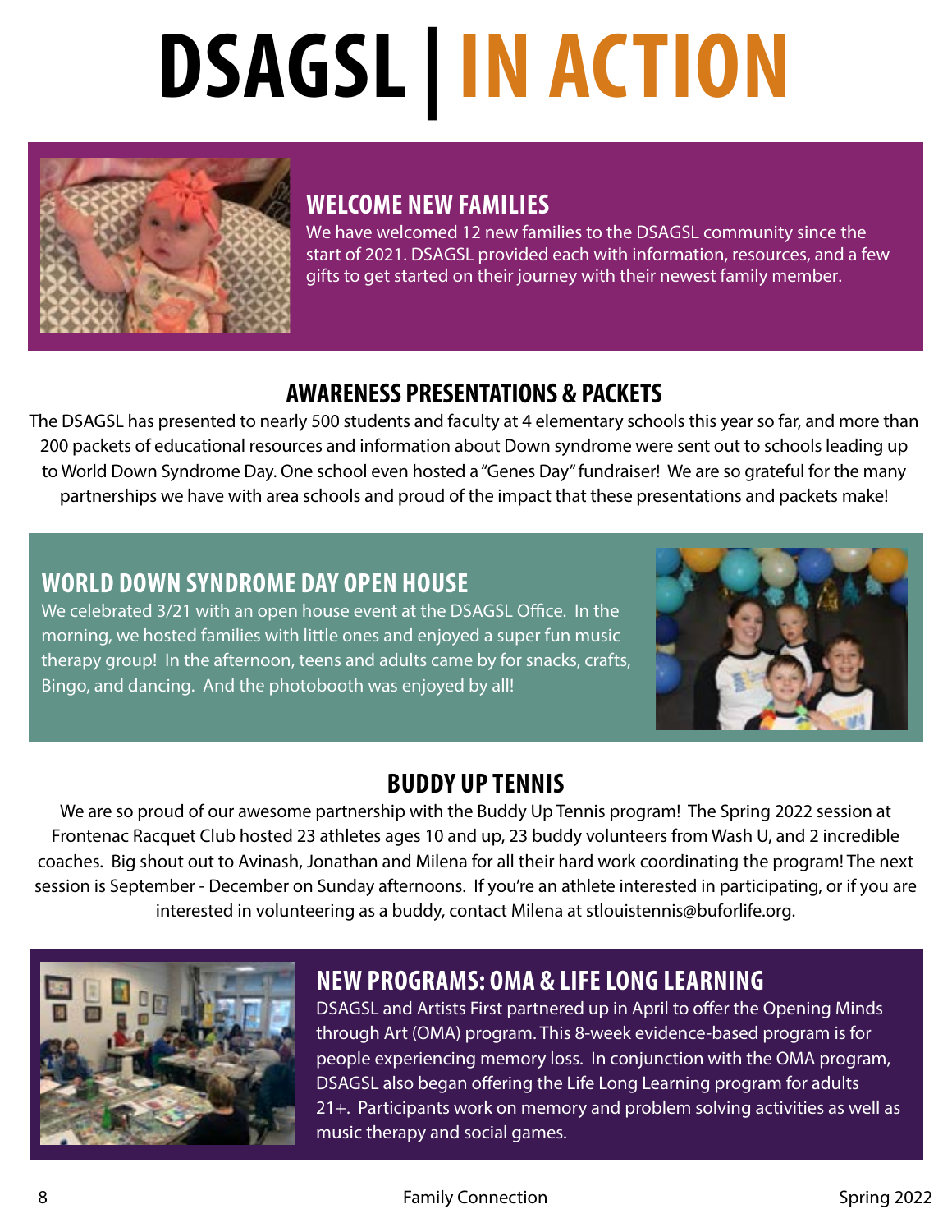# DSAGSL | IN ACTION

## WELCOME NEW FAMILIES

We have welcomed 12 new families to the DSAGSL community since the start of 2021. DSAGSL provided each with information, resources, and a few gifts to get started on their journey with their newest family member.

## AWARENESS PRESENTATIONS & PACKETS

The DSAGSL has presented to nearly 500 students and faculty at 4 elementary schools this year so far, and more than 200 packets of educational resources and information about Down syndrome were sent out to schools leading up to World Down Syndrome Day. One school even hosted a "Genes Day" fundraiser! We are so grateful for the many partnerships we have with area schools and proud of the impact that these presentations and packets make!

## WORLD DOWN SYNDROME DAY OPEN HOUSE

We celebrated 3/21 with an open house event at the DSAGSL Office. In the morning, we hosted families with little ones and enjoyed a super fun music therapy group! In the afternoon, teens and adults came by for snacks, crafts, Bingo, and dancing. And the photobooth was enjoyed by all!

## BUDDY UP TENNIS

We are so proud of our awesome partnership with the Buddy Up Tennis program! The Spring 2022 session at Frontenac Racquet Club hosted 23 athletes ages 10 and up, 23 buddy volunteers from Wash U, and 2 incredible coaches. Big shout out to Avinash, Jonathan and Milena for all their hard work coordinating the program! The next session is September - December on Sunday afternoons. If you're an athlete interested in participating, or if you are interested in volunteering as a buddy, contact Milena at stlouistennis@buforlife.org.

## NEW PROGRAMS: OMA & LIFE LONG LEARNING

DSAGSL and Artists First partnered up in April to offer the Opening Minds through Art (OMA) program. This 8-week evidence-based program is for people experiencing memory loss. In conjunction with the OMA program, DSAGSL also began offering the Life Long Learning program for adults 21+. Participants work on memory and problem solving activities as well as music therapy and social games.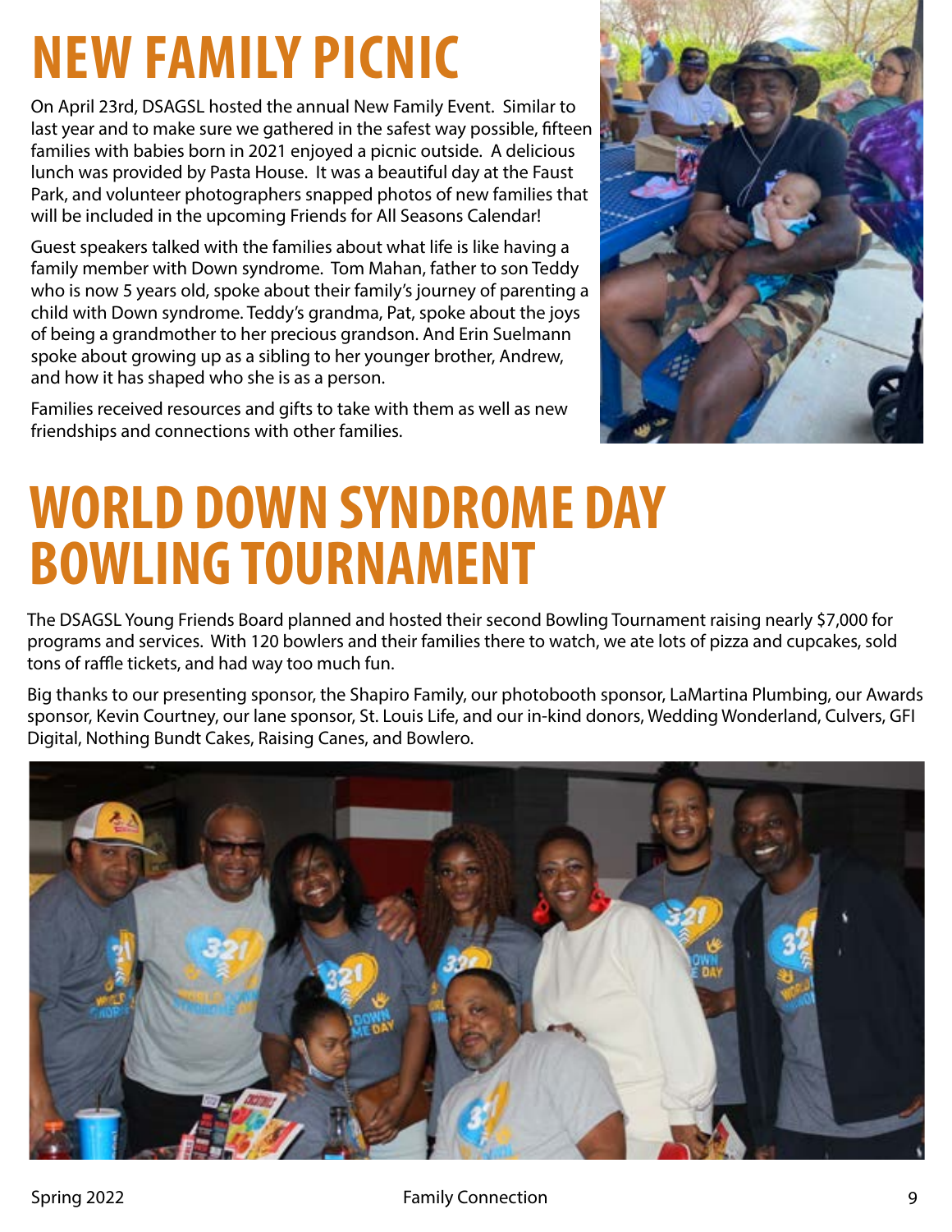# NEW FAMILY PICNIC

On April 23rd, DSAGSL hosted the annual New Family Event. Similar to last year and to make sure we gathered in the safest way possible, fifteen families with babies born in 2021 enjoyed a picnic outside. A delicious lunch was provided by Pasta House. It was a beautiful day at the Faust Park, and volunteer photographers snapped photos of new families that will be included in the upcoming Friends for All Seasons Calendar!

Guest speakers talked with the families about what life is like having a family member with Down syndrome. Tom Mahan, father to son Teddy who is now 5 years old, spoke about their family's journey of parenting a child with Down syndrome. Teddy's grandma, Pat, spoke about the joys of being a grandmother to her precious grandson. And Erin Suelmann spoke about growing up as a sibling to her younger brother, Andrew, and how it has shaped who she is as a person.

Families received resources and gifts to take with them as well as new friendships and connections with other families.

# WORLD DOWN SYNDROME DAY BOWLING TOURNAMENT

The DSAGSL Young Friends Board planned and hosted their second Bowling Tournament raising nearly $7,000 for programs and services. With 120 bowlers and their families there to watch, we ate lots of pizza and cupcakes, sold tons of raffle tickets, and had way too much fun.

Big thanks to our presenting sponsor, the Shapiro Family, our photobooth sponsor, LaMartina Plumbing, our Awards sponsor, Kevin Courtney, our lane sponsor, St. Louis Life, and our in-kind donors, Wedding Wonderland, Culvers, GFI Digital, Nothing Bundt Cakes, Raising Canes, and Bowlero.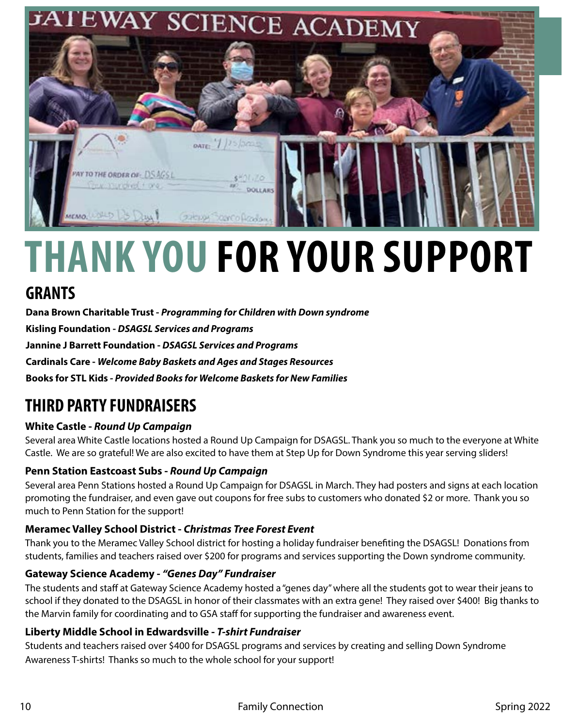# THANK YOU FOR YOUR SUPPORT

## GRANTS

**Dana Brown Charitable Trust -** ***Programming for Children with Down syndrome***

**Kisling Foundation -** ***DSAGSL Services and Programs***

**Jannine J Barrett Foundation -** ***DSAGSL Services and Programs***

**Cardinals Care -** ***Welcome Baby Baskets and Ages and Stages Resources***

**Books for STL Kids -** ***Provided Books for Welcome Baskets for New Families***

## THIRD PARTY FUNDRAISERS

### White Castle - *Round Up Campaign*

Several area White Castle locations hosted a Round Up Campaign for DSAGSL. Thank you so much to the everyone at White Castle. We are so grateful! We are also excited to have them at Step Up for Down Syndrome this year serving sliders!

### Penn Station Eastcoast Subs - *Round Up Campaign*

Several area Penn Stations hosted a Round Up Campaign for DSAGSL in March. They had posters and signs at each location promoting the fundraiser, and even gave out coupons for free subs to customers who donated $2 or more. Thank you so much to Penn Station for the support!

### Meramec Valley School District - *Christmas Tree Forest Event*

Thank you to the Meramec Valley School district for hosting a holiday fundraiser benefiting the DSAGSL! Donations from students, families and teachers raised over $200 for programs and services supporting the Down syndrome community.

### Gateway Science Academy - *"Genes Day" Fundraiser*

The students and staff at Gateway Science Academy hosted a "genes day" where all the students got to wear their jeans to school if they donated to the DSAGSL in honor of their classmates with an extra gene! They raised over $400! Big thanks to the Marvin family for coordinating and to GSA staff for supporting the fundraiser and awareness event.

### Liberty Middle School in Edwardsville - *T-shirt Fundraiser*

Students and teachers raised over $400 for DSAGSL programs and services by creating and selling Down Syndrome Awareness T-shirts! Thanks so much to the whole school for your support!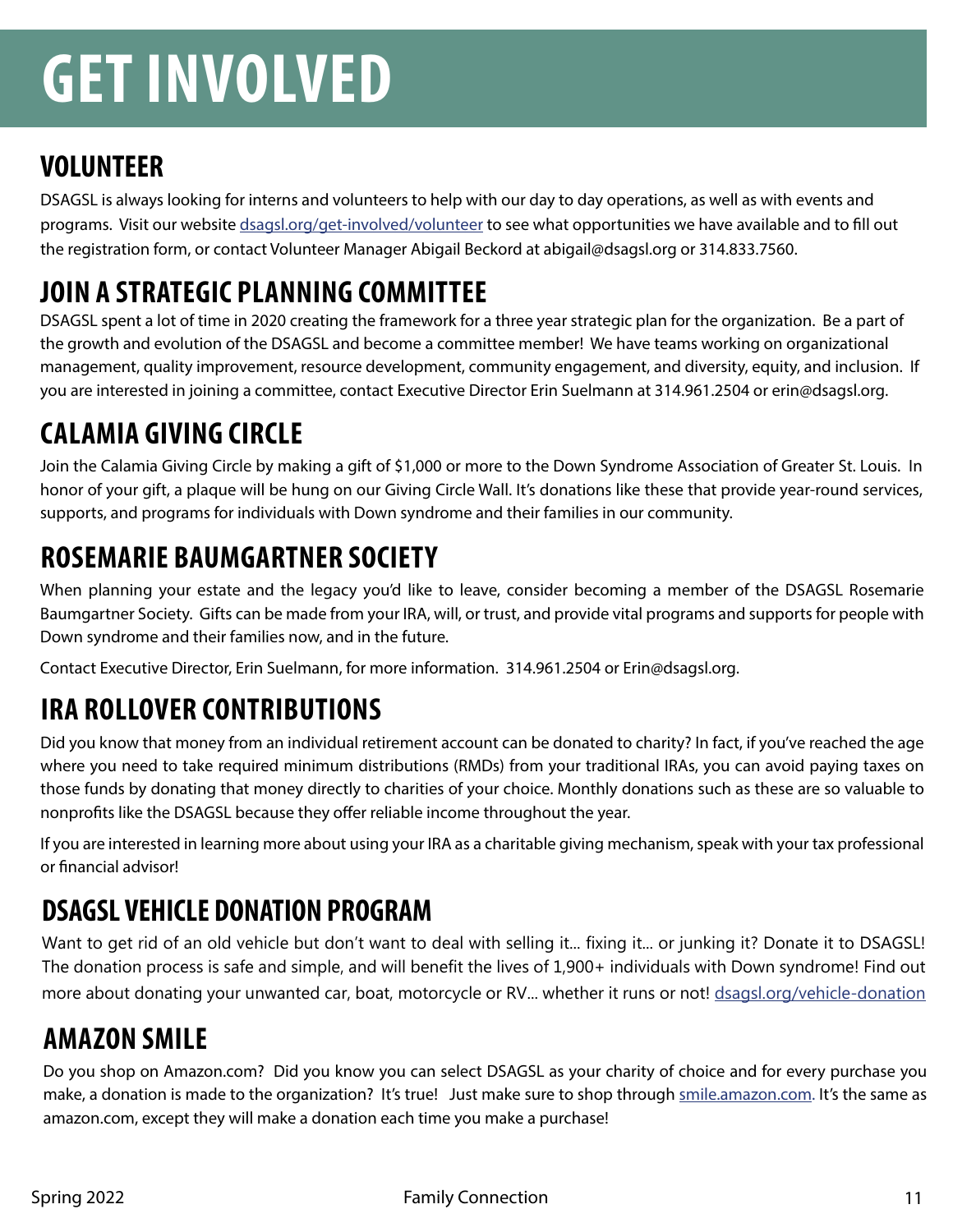# GET INVOLVED

## VOLUNTEER

DSAGSL is always looking for interns and volunteers to help with our day to day operations, as well as with events and programs. Visit our website dsagsl.org/get-involved/volunteer to see what opportunities we have available and to fill out the registration form, or contact Volunteer Manager Abigail Beckord at abigail@dsagsl.org or 314.833.7560.

## JOIN A STRATEGIC PLANNING COMMITTEE

DSAGSL spent a lot of time in 2020 creating the framework for a three year strategic plan for the organization. Be a part of the growth and evolution of the DSAGSL and become a committee member! We have teams working on organizational management, quality improvement, resource development, community engagement, and diversity, equity, and inclusion. If you are interested in joining a committee, contact Executive Director Erin Suelmann at 314.961.2504 or erin@dsagsl.org.

## CALAMIA GIVING CIRCLE

Join the Calamia Giving Circle by making a gift of $1,000 or more to the Down Syndrome Association of Greater St. Louis. In honor of your gift, a plaque will be hung on our Giving Circle Wall. It's donations like these that provide year-round services, supports, and programs for individuals with Down syndrome and their families in our community.

## ROSEMARIE BAUMGARTNER SOCIETY

When planning your estate and the legacy you'd like to leave, consider becoming a member of the DSAGSL Rosemarie Baumgartner Society. Gifts can be made from your IRA, will, or trust, and provide vital programs and supports for people with Down syndrome and their families now, and in the future.

Contact Executive Director, Erin Suelmann, for more information. 314.961.2504 or Erin@dsagsl.org.

## IRA ROLLOVER CONTRIBUTIONS

Did you know that money from an individual retirement account can be donated to charity? In fact, if you've reached the age where you need to take required minimum distributions (RMDs) from your traditional IRAs, you can avoid paying taxes on those funds by donating that money directly to charities of your choice. Monthly donations such as these are so valuable to nonprofits like the DSAGSL because they offer reliable income throughout the year.

If you are interested in learning more about using your IRA as a charitable giving mechanism, speak with your tax professional or financial advisor!

## DSAGSL VEHICLE DONATION PROGRAM

Want to get rid of an old vehicle but don't want to deal with selling it... fixing it... or junking it? Donate it to DSAGSL! The donation process is safe and simple, and will benefit the lives of 1,900+ individuals with Down syndrome! Find out more about donating your unwanted car, boat, motorcycle or RV... whether it runs or not! dsagsl.org/vehicle-donation

## AMAZON SMILE

Do you shop on Amazon.com? Did you know you can select DSAGSL as your charity of choice and for every purchase you make, a donation is made to the organization? It's true! Just make sure to shop through smile.amazon.com. It's the same as amazon.com, except they will make a donation each time you make a purchase!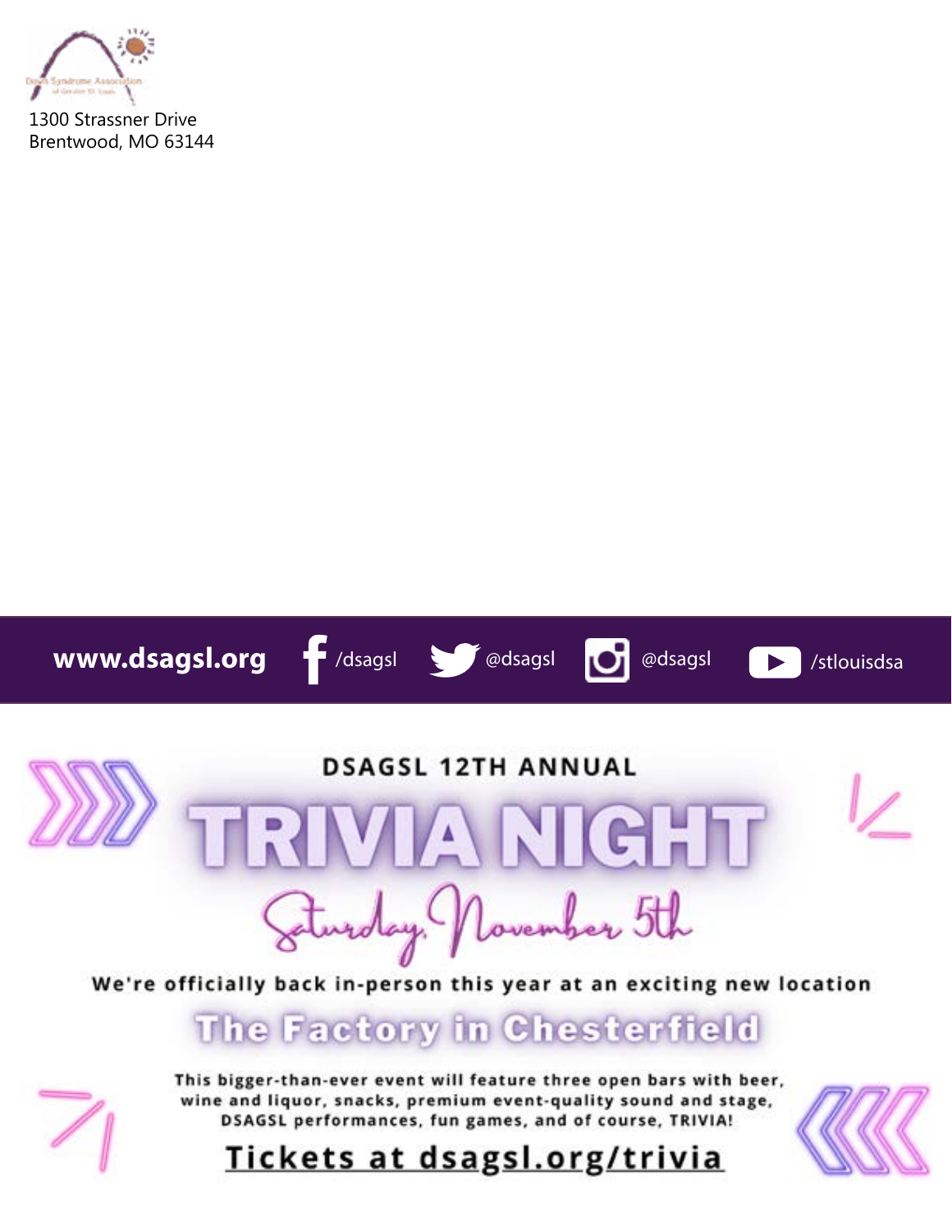1300 Strassner Drive
Brentwood, MO 63144

**www.dsagsl.org** /dsagsl @dsagsl @dsagsl /stlouisdsa

DSAGSL 12TH ANNUAL

# TRIVIA NIGHT

*Saturday, November 5th*

We're officially back in-person this year at an exciting new location

## The Factory in Chesterfield

This bigger-than-ever event will feature three open bars with beer, wine and liquor, snacks, premium event-quality sound and stage, DSAGSL performances, fun games, and of course, TRIVIA!

**Tickets at dsagsl.org/trivia**